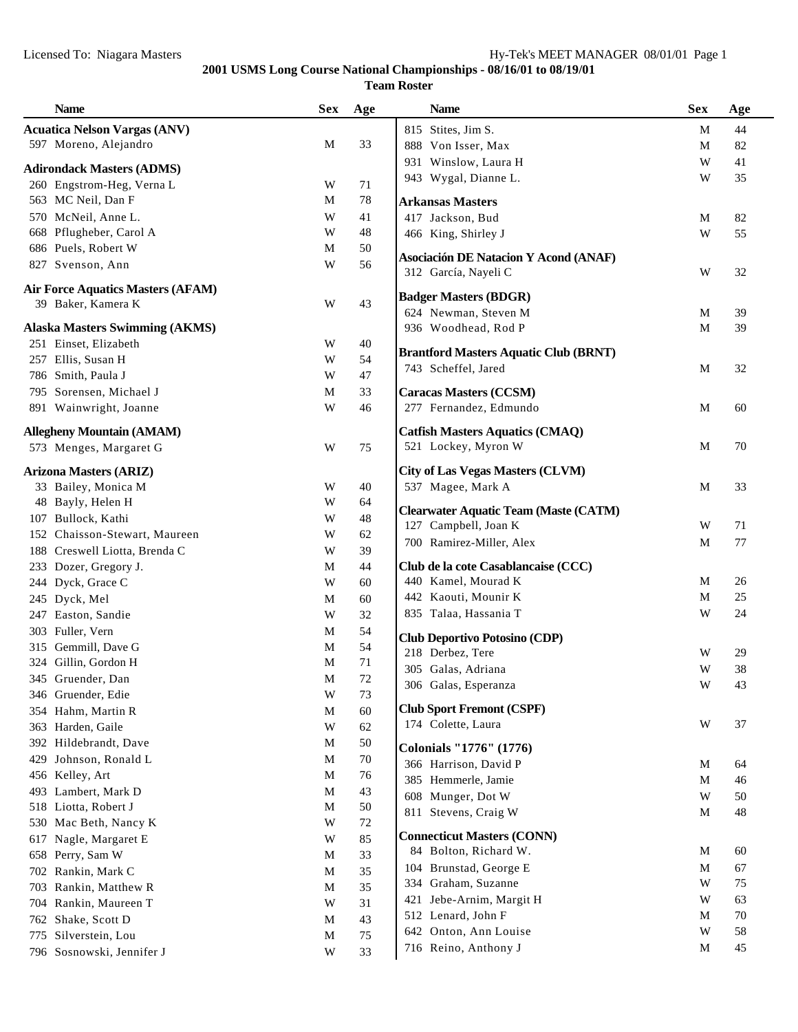**2001 USMS Long Course National Championships - 08/16/01 to 08/19/01**

**Team Roster**

| Name | Sex | Age |
|---|---|---|
| **Acuatica Nelson Vargas (ANV)** | | |
| 597 Moreno, Alejandro | M | 33 |
| **Adirondack Masters (ADMS)** | | |
| 260 Engstrom-Heg, Verna L | W | 71 |
| 563 MC Neil, Dan F | M | 78 |
| 570 McNeil, Anne L. | W | 41 |
| 668 Pflugheber, Carol A | W | 48 |
| 686 Puels, Robert W | M | 50 |
| 827 Svenson, Ann | W | 56 |
| **Air Force Aquatics Masters (AFAM)** | | |
| 39 Baker, Kamera K | W | 43 |
| **Alaska Masters Swimming (AKMS)** | | |
| 251 Einset, Elizabeth | W | 40 |
| 257 Ellis, Susan H | W | 54 |
| 786 Smith, Paula J | W | 47 |
| 795 Sorensen, Michael J | M | 33 |
| 891 Wainwright, Joanne | W | 46 |
| **Allegheny Mountain (AMAM)** | | |
| 573 Menges, Margaret G | W | 75 |
| **Arizona Masters (ARIZ)** | | |
| 33 Bailey, Monica M | W | 40 |
| 48 Bayly, Helen H | W | 64 |
| 107 Bullock, Kathi | W | 48 |
| 152 Chaisson-Stewart, Maureen | W | 62 |
| 188 Creswell Liotta, Brenda C | W | 39 |
| 233 Dozer, Gregory J. | M | 44 |
| 244 Dyck, Grace C | W | 60 |
| 245 Dyck, Mel | M | 60 |
| 247 Easton, Sandie | W | 32 |
| 303 Fuller, Vern | M | 54 |
| 315 Gemmill, Dave G | M | 54 |
| 324 Gillin, Gordon H | M | 71 |
| 345 Gruender, Dan | M | 72 |
| 346 Gruender, Edie | W | 73 |
| 354 Hahm, Martin R | M | 60 |
| 363 Harden, Gaile | W | 62 |
| 392 Hildebrandt, Dave | M | 50 |
| 429 Johnson, Ronald L | M | 70 |
| 456 Kelley, Art | M | 76 |
| 493 Lambert, Mark D | M | 43 |
| 518 Liotta, Robert J | M | 50 |
| 530 Mac Beth, Nancy K | W | 72 |
| 617 Nagle, Margaret E | W | 85 |
| 658 Perry, Sam W | M | 33 |
| 702 Rankin, Mark C | M | 35 |
| 703 Rankin, Matthew R | M | 35 |
| 704 Rankin, Maureen T | W | 31 |
| 762 Shake, Scott D | M | 43 |
| 775 Silverstein, Lou | M | 75 |
| 796 Sosnowski, Jennifer J | W | 33 |
| 815 Stites, Jim S. | M | 44 |
| 888 Von Isser, Max | M | 82 |
| 931 Winslow, Laura H | W | 41 |
| 943 Wygal, Dianne L. | W | 35 |
| **Arkansas Masters** | | |
| 417 Jackson, Bud | M | 82 |
| 466 King, Shirley J | W | 55 |
| **Asociación DE Natacion Y Acond (ANAF)** | | |
| 312 García, Nayeli C | W | 32 |
| **Badger Masters (BDGR)** | | |
| 624 Newman, Steven M | M | 39 |
| 936 Woodhead, Rod P | M | 39 |
| **Brantford Masters Aquatic Club (BRNT)** | | |
| 743 Scheffel, Jared | M | 32 |
| **Caracas Masters (CCSM)** | | |
| 277 Fernandez, Edmundo | M | 60 |
| **Catfish Masters Aquatics (CMAQ)** | | |
| 521 Lockey, Myron W | M | 70 |
| **City of Las Vegas Masters (CLVM)** | | |
| 537 Magee, Mark A | M | 33 |
| **Clearwater Aquatic Team (Maste (CATM)** | | |
| 127 Campbell, Joan K | W | 71 |
| 700 Ramirez-Miller, Alex | M | 77 |
| **Club de la cote Casablancaise (CCC)** | | |
| 440 Kamel, Mourad K | M | 26 |
| 442 Kaouti, Mounir K | M | 25 |
| 835 Talaa, Hassania T | W | 24 |
| **Club Deportivo Potosino (CDP)** | | |
| 218 Derbez, Tere | W | 29 |
| 305 Galas, Adriana | W | 38 |
| 306 Galas, Esperanza | W | 43 |
| **Club Sport Fremont (CSPF)** | | |
| 174 Colette, Laura | W | 37 |
| **Colonials "1776" (1776)** | | |
| 366 Harrison, David P | M | 64 |
| 385 Hemmerle, Jamie | M | 46 |
| 608 Munger, Dot W | W | 50 |
| 811 Stevens, Craig W | M | 48 |
| **Connecticut Masters (CONN)** | | |
| 84 Bolton, Richard W. | M | 60 |
| 104 Brunstad, George E | M | 67 |
| 334 Graham, Suzanne | W | 75 |
| 421 Jebe-Arnim, Margit H | W | 63 |
| 512 Lenard, John F | M | 70 |
| 642 Onton, Ann Louise | W | 58 |
| 716 Reino, Anthony J | M | 45 |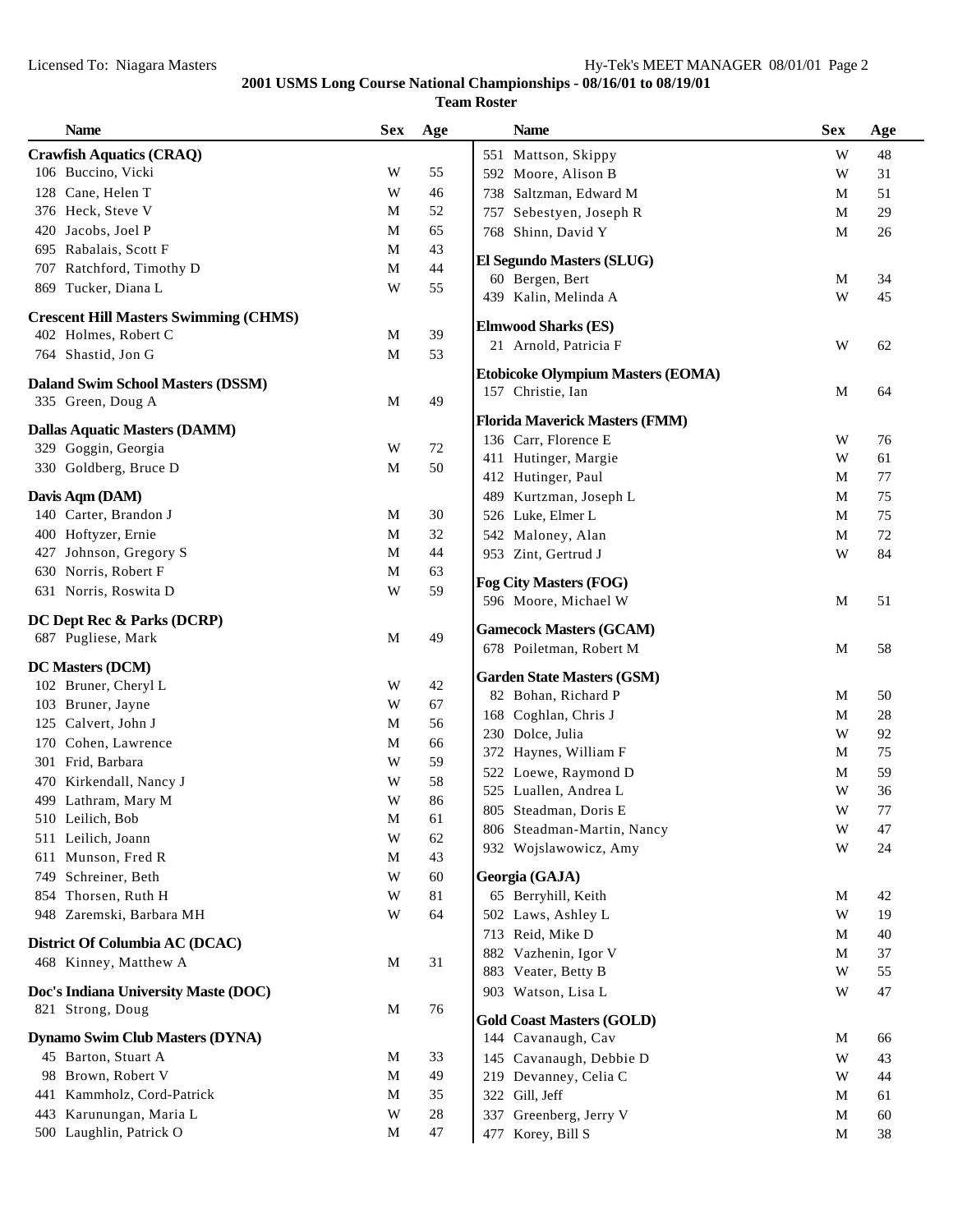**2001 USMS Long Course National Championships - 08/16/01 to 08/19/01**

**Team Roster**

| Name | Sex | Age |
|---|---|---|
| **Crawfish Aquatics (CRAQ)** | | |
| 106 Buccino, Vicki | W | 55 |
| 128 Cane, Helen T | W | 46 |
| 376 Heck, Steve V | M | 52 |
| 420 Jacobs, Joel P | M | 65 |
| 695 Rabalais, Scott F | M | 43 |
| 707 Ratchford, Timothy D | M | 44 |
| 869 Tucker, Diana L | W | 55 |
| **Crescent Hill Masters Swimming (CHMS)** | | |
| 402 Holmes, Robert C | M | 39 |
| 764 Shastid, Jon G | M | 53 |
| **Daland Swim School Masters (DSSM)** | | |
| 335 Green, Doug A | M | 49 |
| **Dallas Aquatic Masters (DAMM)** | | |
| 329 Goggin, Georgia | W | 72 |
| 330 Goldberg, Bruce D | M | 50 |
| **Davis Aqm (DAM)** | | |
| 140 Carter, Brandon J | M | 30 |
| 400 Hoftyzer, Ernie | M | 32 |
| 427 Johnson, Gregory S | M | 44 |
| 630 Norris, Robert F | M | 63 |
| 631 Norris, Roswita D | W | 59 |
| **DC Dept Rec & Parks (DCRP)** | | |
| 687 Pugliese, Mark | M | 49 |
| **DC Masters (DCM)** | | |
| 102 Bruner, Cheryl L | W | 42 |
| 103 Bruner, Jayne | W | 67 |
| 125 Calvert, John J | M | 56 |
| 170 Cohen, Lawrence | M | 66 |
| 301 Frid, Barbara | W | 59 |
| 470 Kirkendall, Nancy J | W | 58 |
| 499 Lathram, Mary M | W | 86 |
| 510 Leilich, Bob | M | 61 |
| 511 Leilich, Joann | W | 62 |
| 611 Munson, Fred R | M | 43 |
| 749 Schreiner, Beth | W | 60 |
| 854 Thorsen, Ruth H | W | 81 |
| 948 Zaremski, Barbara MH | W | 64 |
| **District Of Columbia AC (DCAC)** | | |
| 468 Kinney, Matthew A | M | 31 |
| **Doc's Indiana University Maste (DOC)** | | |
| 821 Strong, Doug | M | 76 |
| **Dynamo Swim Club Masters (DYNA)** | | |
| 45 Barton, Stuart A | M | 33 |
| 98 Brown, Robert V | M | 49 |
| 441 Kammholz, Cord-Patrick | M | 35 |
| 443 Karunungan, Maria L | W | 28 |
| 500 Laughlin, Patrick O | M | 47 |
| 551 Mattson, Skippy | W | 48 |
| 592 Moore, Alison B | W | 31 |
| 738 Saltzman, Edward M | M | 51 |
| 757 Sebestyen, Joseph R | M | 29 |
| 768 Shinn, David Y | M | 26 |
| **El Segundo Masters (SLUG)** | | |
| 60 Bergen, Bert | M | 34 |
| 439 Kalin, Melinda A | W | 45 |
| **Elmwood Sharks (ES)** | | |
| 21 Arnold, Patricia F | W | 62 |
| **Etobicoke Olympium Masters (EOMA)** | | |
| 157 Christie, Ian | M | 64 |
| **Florida Maverick Masters (FMM)** | | |
| 136 Carr, Florence E | W | 76 |
| 411 Hutinger, Margie | W | 61 |
| 412 Hutinger, Paul | M | 77 |
| 489 Kurtzman, Joseph L | M | 75 |
| 526 Luke, Elmer L | M | 75 |
| 542 Maloney, Alan | M | 72 |
| 953 Zint, Gertrud J | W | 84 |
| **Fog City Masters (FOG)** | | |
| 596 Moore, Michael W | M | 51 |
| **Gamecock Masters (GCAM)** | | |
| 678 Poiletman, Robert M | M | 58 |
| **Garden State Masters (GSM)** | | |
| 82 Bohan, Richard P | M | 50 |
| 168 Coghlan, Chris J | M | 28 |
| 230 Dolce, Julia | W | 92 |
| 372 Haynes, William F | M | 75 |
| 522 Loewe, Raymond D | M | 59 |
| 525 Luallen, Andrea L | W | 36 |
| 805 Steadman, Doris E | W | 77 |
| 806 Steadman-Martin, Nancy | W | 47 |
| 932 Wojslawowicz, Amy | W | 24 |
| **Georgia (GAJA)** | | |
| 65 Berryhill, Keith | M | 42 |
| 502 Laws, Ashley L | W | 19 |
| 713 Reid, Mike D | M | 40 |
| 882 Vazhenin, Igor V | M | 37 |
| 883 Veater, Betty B | W | 55 |
| 903 Watson, Lisa L | W | 47 |
| **Gold Coast Masters (GOLD)** | | |
| 144 Cavanaugh, Cav | M | 66 |
| 145 Cavanaugh, Debbie D | W | 43 |
| 219 Devanney, Celia C | W | 44 |
| 322 Gill, Jeff | M | 61 |
| 337 Greenberg, Jerry V | M | 60 |
| 477 Korey, Bill S | M | 38 |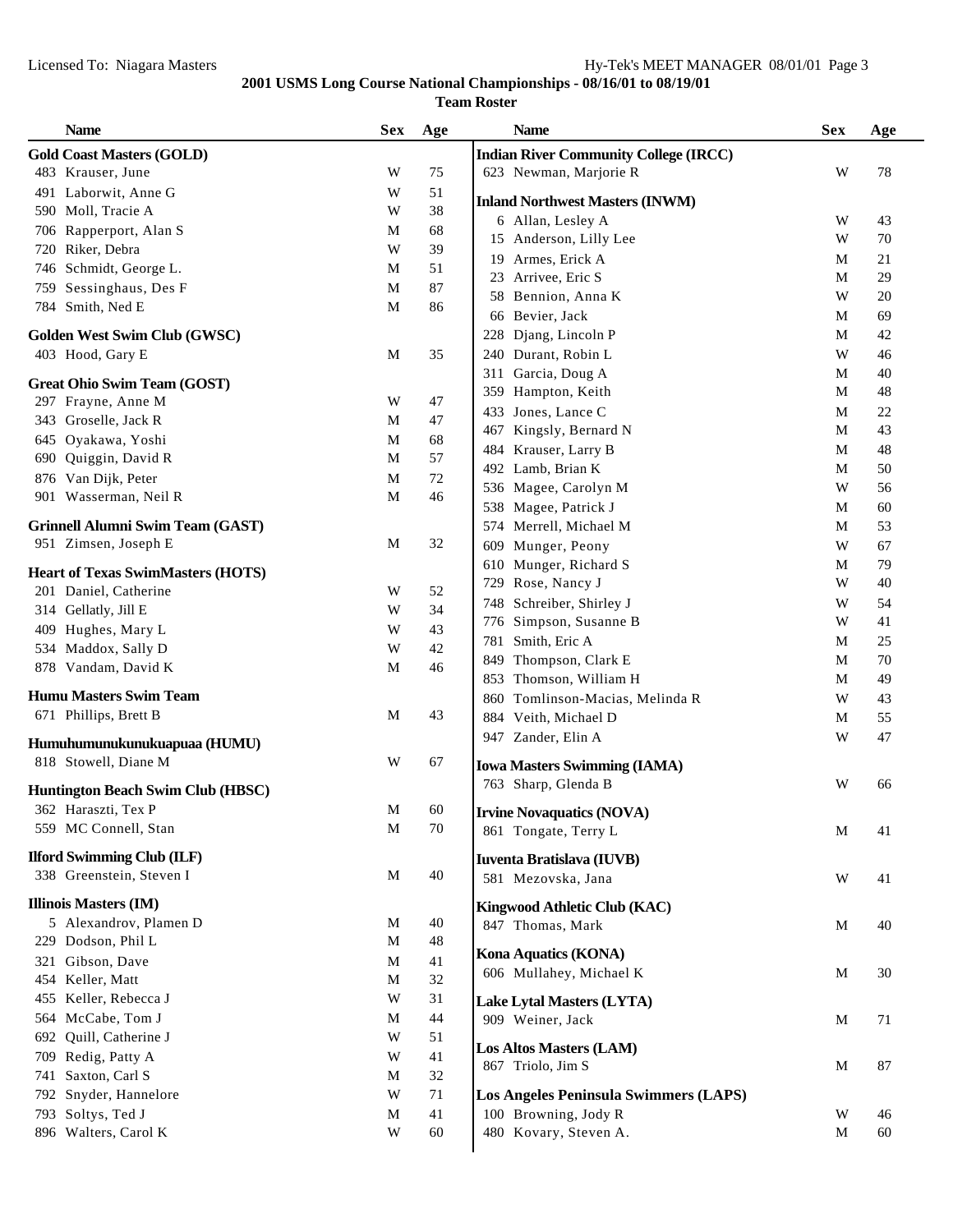**2001 USMS Long Course National Championships - 08/16/01 to 08/19/01**

**Team Roster**

| Name | Sex | Age |
|---|---|---|
| **Gold Coast Masters (GOLD)** | | |
| 483 Krauser, June | W | 75 |
| 491 Laborwit, Anne G | W | 51 |
| 590 Moll, Tracie A | W | 38 |
| 706 Rapperport, Alan S | M | 68 |
| 720 Riker, Debra | W | 39 |
| 746 Schmidt, George L. | M | 51 |
| 759 Sessinghaus, Des F | M | 87 |
| 784 Smith, Ned E | M | 86 |
| **Golden West Swim Club (GWSC)** | | |
| 403 Hood, Gary E | M | 35 |
| **Great Ohio Swim Team (GOST)** | | |
| 297 Frayne, Anne M | W | 47 |
| 343 Groselle, Jack R | M | 47 |
| 645 Oyakawa, Yoshi | M | 68 |
| 690 Quiggin, David R | M | 57 |
| 876 Van Dijk, Peter | M | 72 |
| 901 Wasserman, Neil R | M | 46 |
| **Grinnell Alumni Swim Team (GAST)** | | |
| 951 Zimsen, Joseph E | M | 32 |
| **Heart of Texas SwimMasters (HOTS)** | | |
| 201 Daniel, Catherine | W | 52 |
| 314 Gellatly, Jill E | W | 34 |
| 409 Hughes, Mary L | W | 43 |
| 534 Maddox, Sally D | W | 42 |
| 878 Vandam, David K | M | 46 |
| **Humu Masters Swim Team** | | |
| 671 Phillips, Brett B | M | 43 |
| **Humuhumunukunukuapuaa (HUMU)** | | |
| 818 Stowell, Diane M | W | 67 |
| **Huntington Beach Swim Club (HBSC)** | | |
| 362 Haraszti, Tex P | M | 60 |
| 559 MC Connell, Stan | M | 70 |
| **Ilford Swimming Club (ILF)** | | |
| 338 Greenstein, Steven I | M | 40 |
| **Illinois Masters (IM)** | | |
| 5 Alexandrov, Plamen D | M | 40 |
| 229 Dodson, Phil L | M | 48 |
| 321 Gibson, Dave | M | 41 |
| 454 Keller, Matt | M | 32 |
| 455 Keller, Rebecca J | W | 31 |
| 564 McCabe, Tom J | M | 44 |
| 692 Quill, Catherine J | W | 51 |
| 709 Redig, Patty A | W | 41 |
| 741 Saxton, Carl S | M | 32 |
| 792 Snyder, Hannelore | W | 71 |
| 793 Soltys, Ted J | M | 41 |
| 896 Walters, Carol K | W | 60 |
| **Indian River Community College (IRCC)** | | |
| 623 Newman, Marjorie R | W | 78 |
| **Inland Northwest Masters (INWM)** | | |
| 6 Allan, Lesley A | W | 43 |
| 15 Anderson, Lilly Lee | W | 70 |
| 19 Armes, Erick A | M | 21 |
| 23 Arrivee, Eric S | M | 29 |
| 58 Bennion, Anna K | W | 20 |
| 66 Bevier, Jack | M | 69 |
| 228 Djang, Lincoln P | M | 42 |
| 240 Durant, Robin L | W | 46 |
| 311 Garcia, Doug A | M | 40 |
| 359 Hampton, Keith | M | 48 |
| 433 Jones, Lance C | M | 22 |
| 467 Kingsly, Bernard N | M | 43 |
| 484 Krauser, Larry B | M | 48 |
| 492 Lamb, Brian K | M | 50 |
| 536 Magee, Carolyn M | W | 56 |
| 538 Magee, Patrick J | M | 60 |
| 574 Merrell, Michael M | M | 53 |
| 609 Munger, Peony | W | 67 |
| 610 Munger, Richard S | M | 79 |
| 729 Rose, Nancy J | W | 40 |
| 748 Schreiber, Shirley J | W | 54 |
| 776 Simpson, Susanne B | W | 41 |
| 781 Smith, Eric A | M | 25 |
| 849 Thompson, Clark E | M | 70 |
| 853 Thomson, William H | M | 49 |
| 860 Tomlinson-Macias, Melinda R | W | 43 |
| 884 Veith, Michael D | M | 55 |
| 947 Zander, Elin A | W | 47 |
| **Iowa Masters Swimming (IAMA)** | | |
| 763 Sharp, Glenda B | W | 66 |
| **Irvine Novaquatics (NOVA)** | | |
| 861 Tongate, Terry L | M | 41 |
| **Iuventa Bratislava (IUVB)** | | |
| 581 Mezovska, Jana | W | 41 |
| **Kingwood Athletic Club (KAC)** | | |
| 847 Thomas, Mark | M | 40 |
| **Kona Aquatics (KONA)** | | |
| 606 Mullahey, Michael K | M | 30 |
| **Lake Lytal Masters (LYTA)** | | |
| 909 Weiner, Jack | M | 71 |
| **Los Altos Masters (LAM)** | | |
| 867 Triolo, Jim S | M | 87 |
| **Los Angeles Peninsula Swimmers (LAPS)** | | |
| 100 Browning, Jody R | W | 46 |
| 480 Kovary, Steven A. | M | 60 |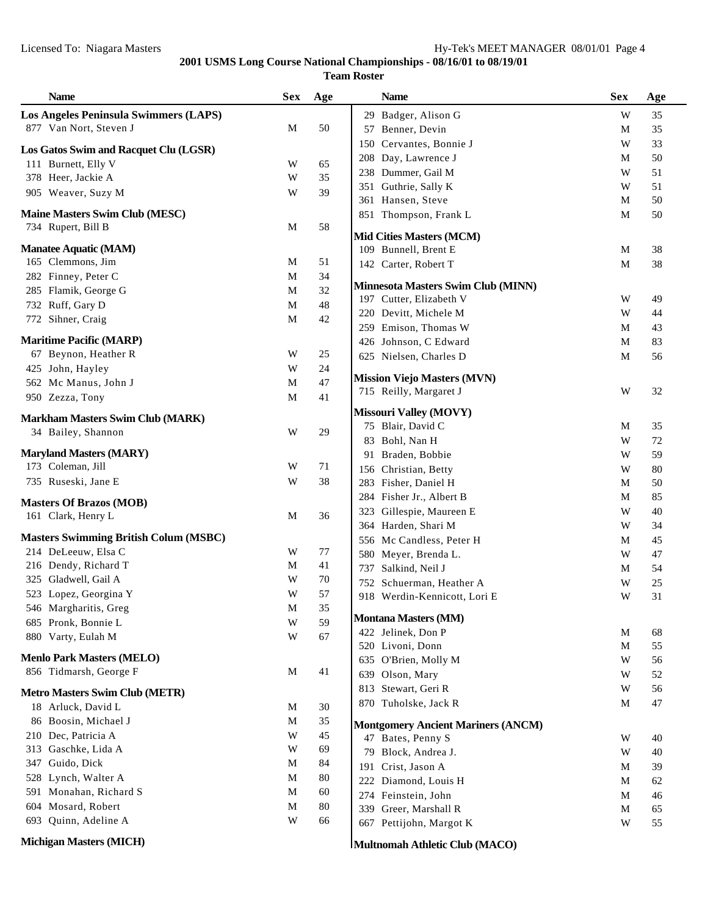**2001 USMS Long Course National Championships - 08/16/01 to 08/19/01**

**Team Roster**

| Name | Sex | Age |
|---|---|---|
| **Los Angeles Peninsula Swimmers (LAPS)** | | |
| 877 Van Nort, Steven J | M | 50 |
| **Los Gatos Swim and Racquet Clu (LGSR)** | | |
| 111 Burnett, Elly V | W | 65 |
| 378 Heer, Jackie A | W | 35 |
| 905 Weaver, Suzy M | W | 39 |
| **Maine Masters Swim Club (MESC)** | | |
| 734 Rupert, Bill B | M | 58 |
| **Manatee Aquatic (MAM)** | | |
| 165 Clemmons, Jim | M | 51 |
| 282 Finney, Peter C | M | 34 |
| 285 Flamik, George G | M | 32 |
| 732 Ruff, Gary D | M | 48 |
| 772 Sihner, Craig | M | 42 |
| **Maritime Pacific (MARP)** | | |
| 67 Beynon, Heather R | W | 25 |
| 425 John, Hayley | W | 24 |
| 562 Mc Manus, John J | M | 47 |
| 950 Zezza, Tony | M | 41 |
| **Markham Masters Swim Club (MARK)** | | |
| 34 Bailey, Shannon | W | 29 |
| **Maryland Masters (MARY)** | | |
| 173 Coleman, Jill | W | 71 |
| 735 Ruseski, Jane E | W | 38 |
| **Masters Of Brazos (MOB)** | | |
| 161 Clark, Henry L | M | 36 |
| **Masters Swimming British Colum (MSBC)** | | |
| 214 DeLeeuw, Elsa C | W | 77 |
| 216 Dendy, Richard T | M | 41 |
| 325 Gladwell, Gail A | W | 70 |
| 523 Lopez, Georgina Y | W | 57 |
| 546 Margharitis, Greg | M | 35 |
| 685 Pronk, Bonnie L | W | 59 |
| 880 Varty, Eulah M | W | 67 |
| **Menlo Park Masters (MELO)** | | |
| 856 Tidmarsh, George F | M | 41 |
| **Metro Masters Swim Club (METR)** | | |
| 18 Arluck, David L | M | 30 |
| 86 Boosin, Michael J | M | 35 |
| 210 Dec, Patricia A | W | 45 |
| 313 Gaschke, Lida A | W | 69 |
| 347 Guido, Dick | M | 84 |
| 528 Lynch, Walter A | M | 80 |
| 591 Monahan, Richard S | M | 60 |
| 604 Mosard, Robert | M | 80 |
| 693 Quinn, Adeline A | W | 66 |
| **Michigan Masters (MICH)** | | |
| 29 Badger, Alison G | W | 35 |
| 57 Benner, Devin | M | 35 |
| 150 Cervantes, Bonnie J | W | 33 |
| 208 Day, Lawrence J | M | 50 |
| 238 Dummer, Gail M | W | 51 |
| 351 Guthrie, Sally K | W | 51 |
| 361 Hansen, Steve | M | 50 |
| 851 Thompson, Frank L | M | 50 |
| **Mid Cities Masters (MCM)** | | |
| 109 Bunnell, Brent E | M | 38 |
| 142 Carter, Robert T | M | 38 |
| **Minnesota Masters Swim Club (MINN)** | | |
| 197 Cutter, Elizabeth V | W | 49 |
| 220 Devitt, Michele M | W | 44 |
| 259 Emison, Thomas W | M | 43 |
| 426 Johnson, C Edward | M | 83 |
| 625 Nielsen, Charles D | M | 56 |
| **Mission Viejo Masters (MVN)** | | |
| 715 Reilly, Margaret J | W | 32 |
| **Missouri Valley (MOVY)** | | |
| 75 Blair, David C | M | 35 |
| 83 Bohl, Nan H | W | 72 |
| 91 Braden, Bobbie | W | 59 |
| 156 Christian, Betty | W | 80 |
| 283 Fisher, Daniel H | M | 50 |
| 284 Fisher Jr., Albert B | M | 85 |
| 323 Gillespie, Maureen E | W | 40 |
| 364 Harden, Shari M | W | 34 |
| 556 Mc Candless, Peter H | M | 45 |
| 580 Meyer, Brenda L. | W | 47 |
| 737 Salkind, Neil J | M | 54 |
| 752 Schuerman, Heather A | W | 25 |
| 918 Werdin-Kennicott, Lori E | W | 31 |
| **Montana Masters (MM)** | | |
| 422 Jelinek, Don P | M | 68 |
| 520 Livoni, Donn | M | 55 |
| 635 O'Brien, Molly M | W | 56 |
| 639 Olson, Mary | W | 52 |
| 813 Stewart, Geri R | W | 56 |
| 870 Tuholske, Jack R | M | 47 |
| **Montgomery Ancient Mariners (ANCM)** | | |
| 47 Bates, Penny S | W | 40 |
| 79 Block, Andrea J. | W | 40 |
| 191 Crist, Jason A | M | 39 |
| 222 Diamond, Louis H | M | 62 |
| 274 Feinstein, John | M | 46 |
| 339 Greer, Marshall R | M | 65 |
| 667 Pettijohn, Margot K | W | 55 |
| **Multnomah Athletic Club (MACO)** | | |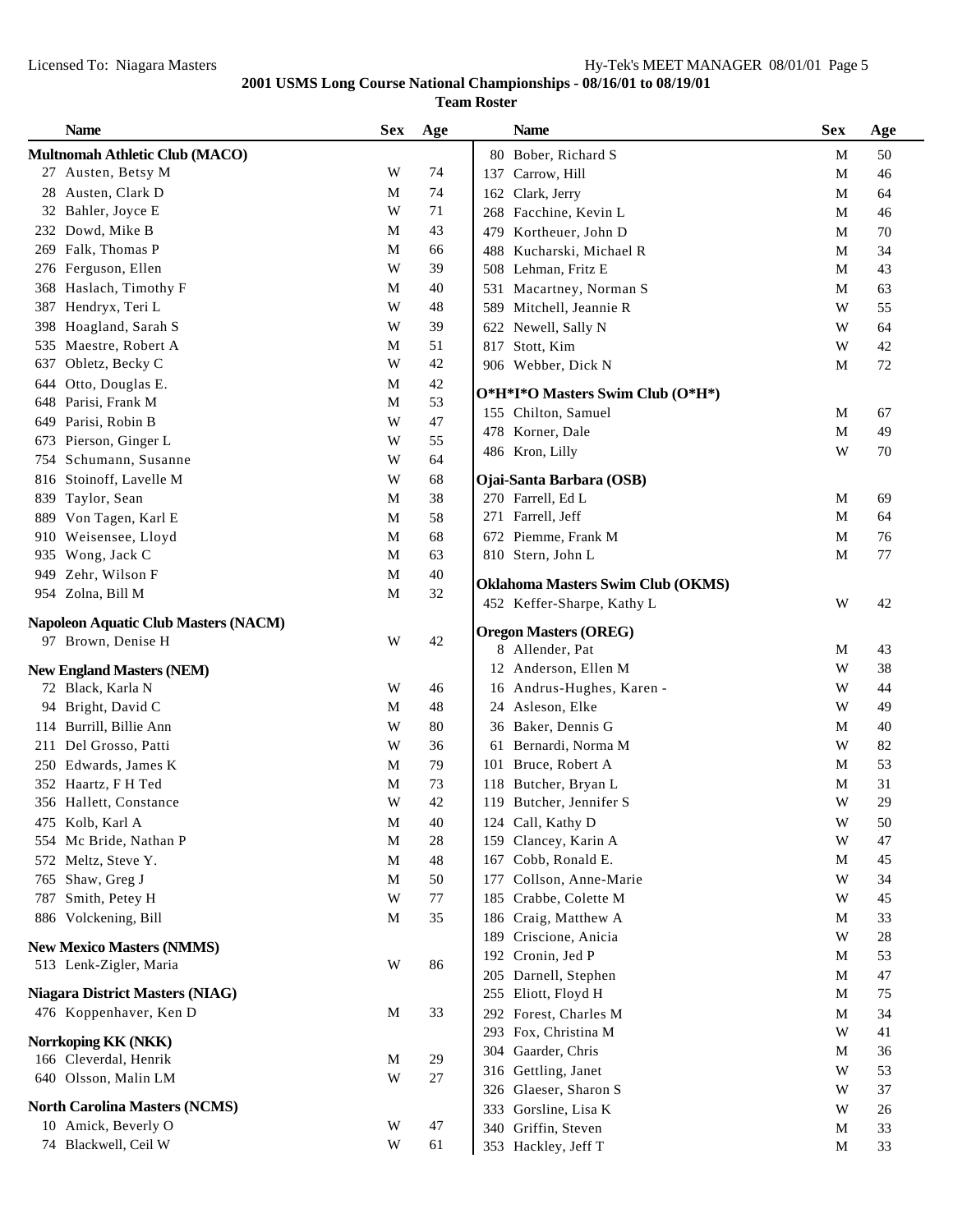**2001 USMS Long Course National Championships - 08/16/01 to 08/19/01**

**Team Roster**

| Name | Sex | Age |
|---|---|---|
| **Multnomah Athletic Club (MACO)** | | |
| 27 Austen, Betsy M | W | 74 |
| 28 Austen, Clark D | M | 74 |
| 32 Bahler, Joyce E | W | 71 |
| 232 Dowd, Mike B | M | 43 |
| 269 Falk, Thomas P | M | 66 |
| 276 Ferguson, Ellen | W | 39 |
| 368 Haslach, Timothy F | M | 40 |
| 387 Hendryx, Teri L | W | 48 |
| 398 Hoagland, Sarah S | W | 39 |
| 535 Maestre, Robert A | M | 51 |
| 637 Obletz, Becky C | W | 42 |
| 644 Otto, Douglas E. | M | 42 |
| 648 Parisi, Frank M | M | 53 |
| 649 Parisi, Robin B | W | 47 |
| 673 Pierson, Ginger L | W | 55 |
| 754 Schumann, Susanne | W | 64 |
| 816 Stoinoff, Lavelle M | W | 68 |
| 839 Taylor, Sean | M | 38 |
| 889 Von Tagen, Karl E | M | 58 |
| 910 Weisensee, Lloyd | M | 68 |
| 935 Wong, Jack C | M | 63 |
| 949 Zehr, Wilson F | M | 40 |
| 954 Zolna, Bill M | M | 32 |
| **Napoleon Aquatic Club Masters (NACM)** | | |
| 97 Brown, Denise H | W | 42 |
| **New England Masters (NEM)** | | |
| 72 Black, Karla N | W | 46 |
| 94 Bright, David C | M | 48 |
| 114 Burrill, Billie Ann | W | 80 |
| 211 Del Grosso, Patti | W | 36 |
| 250 Edwards, James K | M | 79 |
| 352 Haartz, F H Ted | M | 73 |
| 356 Hallett, Constance | W | 42 |
| 475 Kolb, Karl A | M | 40 |
| 554 Mc Bride, Nathan P | M | 28 |
| 572 Meltz, Steve Y. | M | 48 |
| 765 Shaw, Greg J | M | 50 |
| 787 Smith, Petey H | W | 77 |
| 886 Volckening, Bill | M | 35 |
| **New Mexico Masters (NMMS)** | | |
| 513 Lenk-Zigler, Maria | W | 86 |
| **Niagara District Masters (NIAG)** | | |
| 476 Koppenhaver, Ken D | M | 33 |
| **Norrkoping KK (NKK)** | | |
| 166 Cleverdal, Henrik | M | 29 |
| 640 Olsson, Malin LM | W | 27 |
| **North Carolina Masters (NCMS)** | | |
| 10 Amick, Beverly O | W | 47 |
| 74 Blackwell, Ceil W | W | 61 |
| 80 Bober, Richard S | M | 50 |
| 137 Carrow, Hill | M | 46 |
| 162 Clark, Jerry | M | 64 |
| 268 Facchine, Kevin L | M | 46 |
| 479 Kortheuer, John D | M | 70 |
| 488 Kucharski, Michael R | M | 34 |
| 508 Lehman, Fritz E | M | 43 |
| 531 Macartney, Norman S | M | 63 |
| 589 Mitchell, Jeannie R | W | 55 |
| 622 Newell, Sally N | W | 64 |
| 817 Stott, Kim | W | 42 |
| 906 Webber, Dick N | M | 72 |
| **O*H*I*O Masters Swim Club (O*H*)** | | |
| 155 Chilton, Samuel | M | 67 |
| 478 Korner, Dale | M | 49 |
| 486 Kron, Lilly | W | 70 |
| **Ojai-Santa Barbara (OSB)** | | |
| 270 Farrell, Ed L | M | 69 |
| 271 Farrell, Jeff | M | 64 |
| 672 Piemme, Frank M | M | 76 |
| 810 Stern, John L | M | 77 |
| **Oklahoma Masters Swim Club (OKMS)** | | |
| 452 Keffer-Sharpe, Kathy L | W | 42 |
| **Oregon Masters (OREG)** | | |
| 8 Allender, Pat | M | 43 |
| 12 Anderson, Ellen M | W | 38 |
| 16 Andrus-Hughes, Karen - | W | 44 |
| 24 Asleson, Elke | W | 49 |
| 36 Baker, Dennis G | M | 40 |
| 61 Bernardi, Norma M | W | 82 |
| 101 Bruce, Robert A | M | 53 |
| 118 Butcher, Bryan L | M | 31 |
| 119 Butcher, Jennifer S | W | 29 |
| 124 Call, Kathy D | W | 50 |
| 159 Clancey, Karin A | W | 47 |
| 167 Cobb, Ronald E. | M | 45 |
| 177 Collson, Anne-Marie | W | 34 |
| 185 Crabbe, Colette M | W | 45 |
| 186 Craig, Matthew A | M | 33 |
| 189 Criscione, Anicia | W | 28 |
| 192 Cronin, Jed P | M | 53 |
| 205 Darnell, Stephen | M | 47 |
| 255 Eliott, Floyd H | M | 75 |
| 292 Forest, Charles M | M | 34 |
| 293 Fox, Christina M | W | 41 |
| 304 Gaarder, Chris | M | 36 |
| 316 Gettling, Janet | W | 53 |
| 326 Glaeser, Sharon S | W | 37 |
| 333 Gorsline, Lisa K | W | 26 |
| 340 Griffin, Steven | M | 33 |
| 353 Hackley, Jeff T | M | 33 |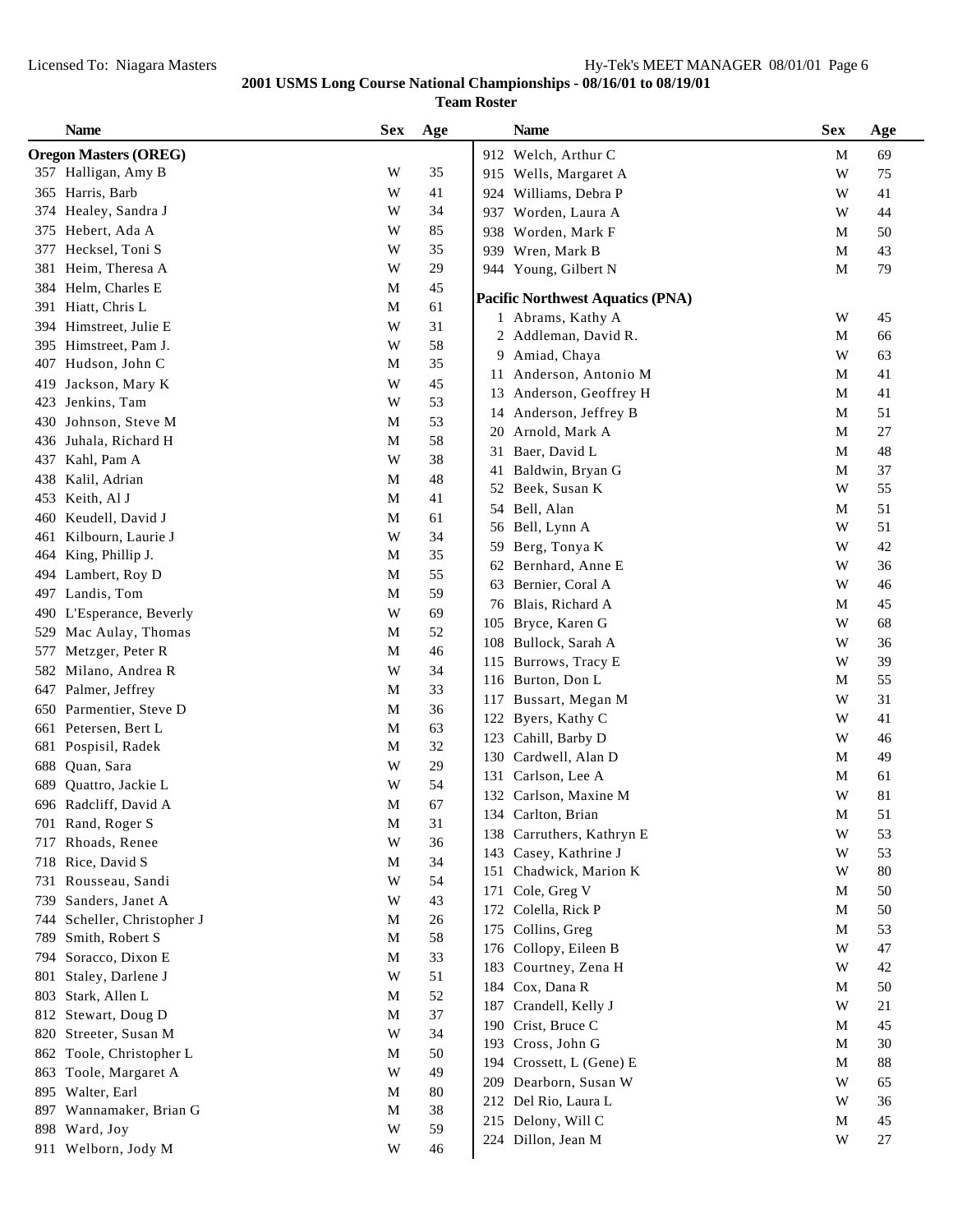# 2001 USMS Long Course National Championships - 08/16/01 to 08/19/01

## Team Roster

### Oregon Masters (OREG)

| | Name | Sex | Age |
|---|---|---|---|
| 357 | Halligan, Amy B | W | 35 |
| 365 | Harris, Barb | W | 41 |
| 374 | Healey, Sandra J | W | 34 |
| 375 | Hebert, Ada A | W | 85 |
| 377 | Hecksel, Toni S | W | 35 |
| 381 | Heim, Theresa A | W | 29 |
| 384 | Helm, Charles E | M | 45 |
| 391 | Hiatt, Chris L | M | 61 |
| 394 | Himstreet, Julie E | W | 31 |
| 395 | Himstreet, Pam J. | W | 58 |
| 407 | Hudson, John C | M | 35 |
| 419 | Jackson, Mary K | W | 45 |
| 423 | Jenkins, Tam | W | 53 |
| 430 | Johnson, Steve M | M | 53 |
| 436 | Juhala, Richard H | M | 58 |
| 437 | Kahl, Pam A | W | 38 |
| 438 | Kalil, Adrian | M | 48 |
| 453 | Keith, Al J | M | 41 |
| 460 | Keudell, David J | M | 61 |
| 461 | Kilbourn, Laurie J | W | 34 |
| 464 | King, Phillip J. | M | 35 |
| 494 | Lambert, Roy D | M | 55 |
| 497 | Landis, Tom | M | 59 |
| 490 | L'Esperance, Beverly | W | 69 |
| 529 | Mac Aulay, Thomas | M | 52 |
| 577 | Metzger, Peter R | M | 46 |
| 582 | Milano, Andrea R | W | 34 |
| 647 | Palmer, Jeffrey | M | 33 |
| 650 | Parmentier, Steve D | M | 36 |
| 661 | Petersen, Bert L | M | 63 |
| 681 | Pospisil, Radek | M | 32 |
| 688 | Quan, Sara | W | 29 |
| 689 | Quattro, Jackie L | W | 54 |
| 696 | Radcliff, David A | M | 67 |
| 701 | Rand, Roger S | M | 31 |
| 717 | Rhoads, Renee | W | 36 |
| 718 | Rice, David S | M | 34 |
| 731 | Rousseau, Sandi | W | 54 |
| 739 | Sanders, Janet A | W | 43 |
| 744 | Scheller, Christopher J | M | 26 |
| 789 | Smith, Robert S | M | 58 |
| 794 | Soracco, Dixon E | M | 33 |
| 801 | Staley, Darlene J | W | 51 |
| 803 | Stark, Allen L | M | 52 |
| 812 | Stewart, Doug D | M | 37 |
| 820 | Streeter, Susan M | W | 34 |
| 862 | Toole, Christopher L | M | 50 |
| 863 | Toole, Margaret A | W | 49 |
| 895 | Walter, Earl | M | 80 |
| 897 | Wannamaker, Brian G | M | 38 |
| 898 | Ward, Joy | W | 59 |
| 911 | Welborn, Jody M | W | 46 |
| 912 | Welch, Arthur C | M | 69 |
| 915 | Wells, Margaret A | W | 75 |
| 924 | Williams, Debra P | W | 41 |
| 937 | Worden, Laura A | W | 44 |
| 938 | Worden, Mark F | M | 50 |
| 939 | Wren, Mark B | M | 43 |
| 944 | Young, Gilbert N | M | 79 |

### Pacific Northwest Aquatics (PNA)

| | Name | Sex | Age |
|---|---|---|---|
| 1 | Abrams, Kathy A | W | 45 |
| 2 | Addleman, David R. | M | 66 |
| 9 | Amiad, Chaya | W | 63 |
| 11 | Anderson, Antonio M | M | 41 |
| 13 | Anderson, Geoffrey H | M | 41 |
| 14 | Anderson, Jeffrey B | M | 51 |
| 20 | Arnold, Mark A | M | 27 |
| 31 | Baer, David L | M | 48 |
| 41 | Baldwin, Bryan G | M | 37 |
| 52 | Beek, Susan K | W | 55 |
| 54 | Bell, Alan | M | 51 |
| 56 | Bell, Lynn A | W | 51 |
| 59 | Berg, Tonya K | W | 42 |
| 62 | Bernhard, Anne E | W | 36 |
| 63 | Bernier, Coral A | W | 46 |
| 76 | Blais, Richard A | M | 45 |
| 105 | Bryce, Karen G | W | 68 |
| 108 | Bullock, Sarah A | W | 36 |
| 115 | Burrows, Tracy E | W | 39 |
| 116 | Burton, Don L | M | 55 |
| 117 | Bussart, Megan M | W | 31 |
| 122 | Byers, Kathy C | W | 41 |
| 123 | Cahill, Barby D | W | 46 |
| 130 | Cardwell, Alan D | M | 49 |
| 131 | Carlson, Lee A | M | 61 |
| 132 | Carlson, Maxine M | W | 81 |
| 134 | Carlton, Brian | M | 51 |
| 138 | Carruthers, Kathryn E | W | 53 |
| 143 | Casey, Kathrine J | W | 53 |
| 151 | Chadwick, Marion K | W | 80 |
| 171 | Cole, Greg V | M | 50 |
| 172 | Colella, Rick P | M | 50 |
| 175 | Collins, Greg | M | 53 |
| 176 | Collopy, Eileen B | W | 47 |
| 183 | Courtney, Zena H | W | 42 |
| 184 | Cox, Dana R | M | 50 |
| 187 | Crandell, Kelly J | W | 21 |
| 190 | Crist, Bruce C | M | 45 |
| 193 | Cross, John G | M | 30 |
| 194 | Crossett, L (Gene) E | M | 88 |
| 209 | Dearborn, Susan W | W | 65 |
| 212 | Del Rio, Laura L | W | 36 |
| 215 | Delony, Will C | M | 45 |
| 224 | Dillon, Jean M | W | 27 |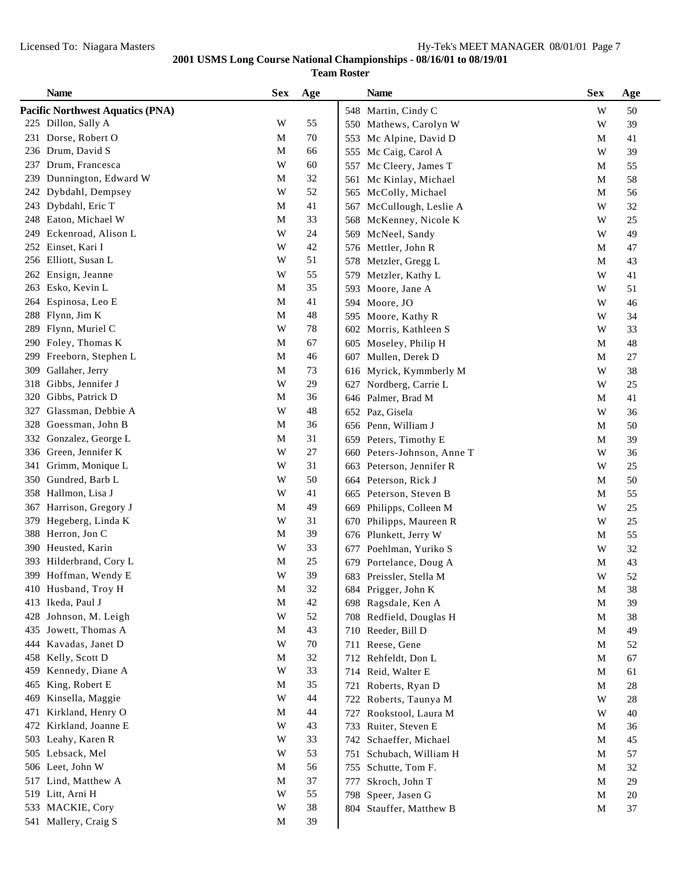2001 USMS Long Course National Championships - 08/16/01 to 08/19/01

**Team Roster**

**Pacific Northwest Aquatics (PNA)**

| Name | Sex | Age |
|---|---|---|
| 225 Dillon, Sally A | W | 55 |
| 231 Dorse, Robert O | M | 70 |
| 236 Drum, David S | M | 66 |
| 237 Drum, Francesca | W | 60 |
| 239 Dunnington, Edward W | M | 32 |
| 242 Dybdahl, Dempsey | W | 52 |
| 243 Dybdahl, Eric T | M | 41 |
| 248 Eaton, Michael W | M | 33 |
| 249 Eckenroad, Alison L | W | 24 |
| 252 Einset, Kari I | W | 42 |
| 256 Elliott, Susan L | W | 51 |
| 262 Ensign, Jeanne | W | 55 |
| 263 Esko, Kevin L | M | 35 |
| 264 Espinosa, Leo E | M | 41 |
| 288 Flynn, Jim K | M | 48 |
| 289 Flynn, Muriel C | W | 78 |
| 290 Foley, Thomas K | M | 67 |
| 299 Freeborn, Stephen L | M | 46 |
| 309 Gallaher, Jerry | M | 73 |
| 318 Gibbs, Jennifer J | W | 29 |
| 320 Gibbs, Patrick D | M | 36 |
| 327 Glassman, Debbie A | W | 48 |
| 328 Goessman, John B | M | 36 |
| 332 Gonzalez, George L | M | 31 |
| 336 Green, Jennifer K | W | 27 |
| 341 Grimm, Monique L | W | 31 |
| 350 Gundred, Barb L | W | 50 |
| 358 Hallmon, Lisa J | W | 41 |
| 367 Harrison, Gregory J | M | 49 |
| 379 Hegeberg, Linda K | W | 31 |
| 388 Herron, Jon C | M | 39 |
| 390 Heusted, Karin | W | 33 |
| 393 Hilderbrand, Cory L | M | 25 |
| 399 Hoffman, Wendy E | W | 39 |
| 410 Husband, Troy H | M | 32 |
| 413 Ikeda, Paul J | M | 42 |
| 428 Johnson, M. Leigh | W | 52 |
| 435 Jowett, Thomas A | M | 43 |
| 444 Kavadas, Janet D | W | 70 |
| 458 Kelly, Scott D | M | 32 |
| 459 Kennedy, Diane A | W | 33 |
| 465 King, Robert E | M | 35 |
| 469 Kinsella, Maggie | W | 44 |
| 471 Kirkland, Henry O | M | 44 |
| 472 Kirkland, Joanne E | W | 43 |
| 503 Leahy, Karen R | W | 33 |
| 505 Lebsack, Mel | W | 53 |
| 506 Leet, John W | M | 56 |
| 517 Lind, Matthew A | M | 37 |
| 519 Litt, Arni H | W | 55 |
| 533 MACKIE, Cory | W | 38 |
| 541 Mallery, Craig S | M | 39 |
| 548 Martin, Cindy C | W | 50 |
| 550 Mathews, Carolyn W | W | 39 |
| 553 Mc Alpine, David D | M | 41 |
| 555 Mc Caig, Carol A | W | 39 |
| 557 Mc Cleery, James T | M | 55 |
| 561 Mc Kinlay, Michael | M | 58 |
| 565 McColly, Michael | M | 56 |
| 567 McCullough, Leslie A | W | 32 |
| 568 McKenney, Nicole K | W | 25 |
| 569 McNeel, Sandy | W | 49 |
| 576 Mettler, John R | M | 47 |
| 578 Metzler, Gregg L | M | 43 |
| 579 Metzler, Kathy L | W | 41 |
| 593 Moore, Jane A | W | 51 |
| 594 Moore, JO | W | 46 |
| 595 Moore, Kathy R | W | 34 |
| 602 Morris, Kathleen S | W | 33 |
| 605 Moseley, Philip H | M | 48 |
| 607 Mullen, Derek D | M | 27 |
| 616 Myrick, Kymmberly M | W | 38 |
| 627 Nordberg, Carrie L | W | 25 |
| 646 Palmer, Brad M | M | 41 |
| 652 Paz, Gisela | W | 36 |
| 656 Penn, William J | M | 50 |
| 659 Peters, Timothy E | M | 39 |
| 660 Peters-Johnson, Anne T | W | 36 |
| 663 Peterson, Jennifer R | W | 25 |
| 664 Peterson, Rick J | M | 50 |
| 665 Peterson, Steven B | M | 55 |
| 669 Philipps, Colleen M | W | 25 |
| 670 Philipps, Maureen R | W | 25 |
| 676 Plunkett, Jerry W | M | 55 |
| 677 Poehlman, Yuriko S | W | 32 |
| 679 Portelance, Doug A | M | 43 |
| 683 Preissler, Stella M | W | 52 |
| 684 Prigger, John K | M | 38 |
| 698 Ragsdale, Ken A | M | 39 |
| 708 Redfield, Douglas H | M | 38 |
| 710 Reeder, Bill D | M | 49 |
| 711 Reese, Gene | M | 52 |
| 712 Rehfeldt, Don L | M | 67 |
| 714 Reid, Walter E | M | 61 |
| 721 Roberts, Ryan D | M | 28 |
| 722 Roberts, Taunya M | W | 28 |
| 727 Rookstool, Laura M | W | 40 |
| 733 Ruiter, Steven E | M | 36 |
| 742 Schaeffer, Michael | M | 45 |
| 751 Schubach, William H | M | 57 |
| 755 Schutte, Tom F. | M | 32 |
| 777 Skroch, John T | M | 29 |
| 798 Speer, Jasen G | M | 20 |
| 804 Stauffer, Matthew B | M | 37 |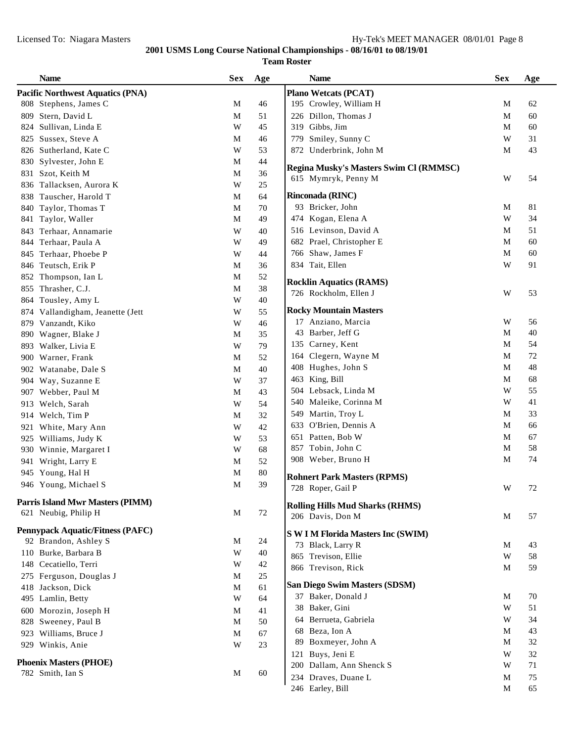**2001 USMS Long Course National Championships - 08/16/01 to 08/19/01**

**Team Roster**

| Name | Sex | Age |
|---|---|---|
| **Pacific Northwest Aquatics (PNA)** | | |
| 808 Stephens, James C | M | 46 |
| 809 Stern, David L | M | 51 |
| 824 Sullivan, Linda E | W | 45 |
| 825 Sussex, Steve A | M | 46 |
| 826 Sutherland, Kate C | W | 53 |
| 830 Sylvester, John E | M | 44 |
| 831 Szot, Keith M | M | 36 |
| 836 Tallacksen, Aurora K | W | 25 |
| 838 Tauscher, Harold T | M | 64 |
| 840 Taylor, Thomas T | M | 70 |
| 841 Taylor, Waller | M | 49 |
| 843 Terhaar, Annamarie | W | 40 |
| 844 Terhaar, Paula A | W | 49 |
| 845 Terhaar, Phoebe P | W | 44 |
| 846 Teutsch, Erik P | M | 36 |
| 852 Thompson, Ian L | M | 52 |
| 855 Thrasher, C.J. | M | 38 |
| 864 Tousley, Amy L | W | 40 |
| 874 Vallandigham, Jeanette (Jett | W | 55 |
| 879 Vanzandt, Kiko | W | 46 |
| 890 Wagner, Blake J | M | 35 |
| 893 Walker, Livia E | W | 79 |
| 900 Warner, Frank | M | 52 |
| 902 Watanabe, Dale S | M | 40 |
| 904 Way, Suzanne E | W | 37 |
| 907 Webber, Paul M | M | 43 |
| 913 Welch, Sarah | W | 54 |
| 914 Welch, Tim P | M | 32 |
| 921 White, Mary Ann | W | 42 |
| 925 Williams, Judy K | W | 53 |
| 930 Winnie, Margaret I | W | 68 |
| 941 Wright, Larry E | M | 52 |
| 945 Young, Hal H | M | 80 |
| 946 Young, Michael S | M | 39 |
| **Parris Island Mwr Masters (PIMM)** | | |
| 621 Neubig, Philip H | M | 72 |
| **Pennypack Aquatic/Fitness (PAFC)** | | |
| 92 Brandon, Ashley S | M | 24 |
| 110 Burke, Barbara B | W | 40 |
| 148 Cecatiello, Terri | W | 42 |
| 275 Ferguson, Douglas J | M | 25 |
| 418 Jackson, Dick | M | 61 |
| 495 Lamlin, Betty | W | 64 |
| 600 Morozin, Joseph H | M | 41 |
| 828 Sweeney, Paul B | M | 50 |
| 923 Williams, Bruce J | M | 67 |
| 929 Winkis, Anie | W | 23 |
| **Phoenix Masters (PHOE)** | | |
| 782 Smith, Ian S | M | 60 |
| **Plano Wetcats (PCAT)** | | |
| 195 Crowley, William H | M | 62 |
| 226 Dillon, Thomas J | M | 60 |
| 319 Gibbs, Jim | M | 60 |
| 779 Smiley, Sunny C | W | 31 |
| 872 Underbrink, John M | M | 43 |
| **Regina Musky's Masters Swim Cl (RMMSC)** | | |
| 615 Mymryk, Penny M | W | 54 |
| **Rinconada (RINC)** | | |
| 93 Bricker, John | M | 81 |
| 474 Kogan, Elena A | W | 34 |
| 516 Levinson, David A | M | 51 |
| 682 Prael, Christopher E | M | 60 |
| 766 Shaw, James F | M | 60 |
| 834 Tait, Ellen | W | 91 |
| **Rocklin Aquatics (RAMS)** | | |
| 726 Rockholm, Ellen J | W | 53 |
| **Rocky Mountain Masters** | | |
| 17 Anziano, Marcia | W | 56 |
| 43 Barber, Jeff G | M | 40 |
| 135 Carney, Kent | M | 54 |
| 164 Clegern, Wayne M | M | 72 |
| 408 Hughes, John S | M | 48 |
| 463 King, Bill | M | 68 |
| 504 Lebsack, Linda M | W | 55 |
| 540 Maleike, Corinna M | W | 41 |
| 549 Martin, Troy L | M | 33 |
| 633 O'Brien, Dennis A | M | 66 |
| 651 Patten, Bob W | M | 67 |
| 857 Tobin, John C | M | 58 |
| 908 Weber, Bruno H | M | 74 |
| **Rohnert Park Masters (RPMS)** | | |
| 728 Roper, Gail P | W | 72 |
| **Rolling Hills Mud Sharks (RHMS)** | | |
| 206 Davis, Don M | M | 57 |
| **S W I M Florida Masters Inc (SWIM)** | | |
| 73 Black, Larry R | M | 43 |
| 865 Trevison, Ellie | W | 58 |
| 866 Trevison, Rick | M | 59 |
| **San Diego Swim Masters (SDSM)** | | |
| 37 Baker, Donald J | M | 70 |
| 38 Baker, Gini | W | 51 |
| 64 Berrueta, Gabriela | W | 34 |
| 68 Beza, Ion A | M | 43 |
| 89 Boxmeyer, John A | M | 32 |
| 121 Buys, Jeni E | W | 32 |
| 200 Dallam, Ann Shenck S | W | 71 |
| 234 Draves, Duane L | M | 75 |
| 246 Earley, Bill | M | 65 |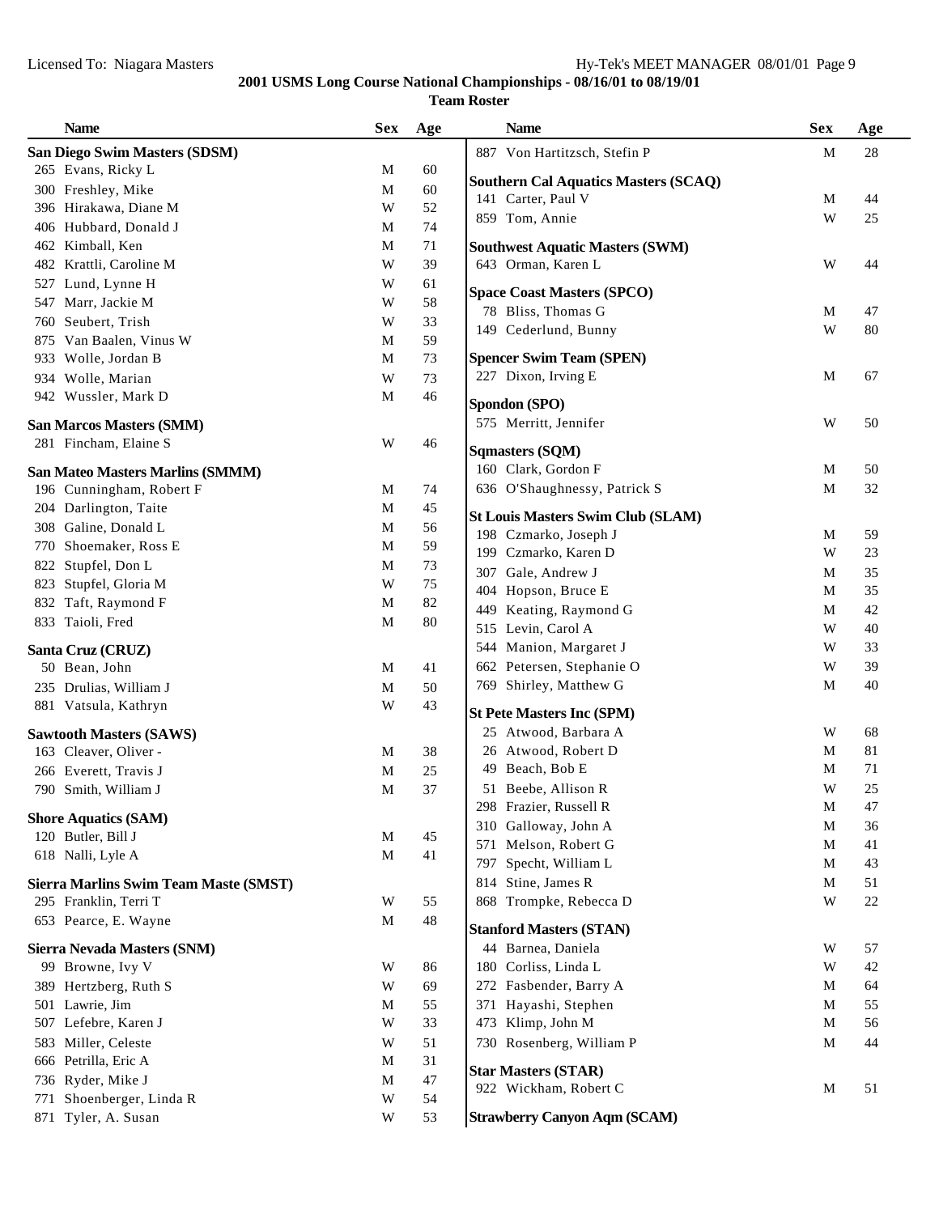2001 USMS Long Course National Championships - 08/16/01 to 08/19/01

Team Roster

| Name | Sex | Age |
|---|---|---|
| **San Diego Swim Masters (SDSM)** | | |
| 265 Evans, Ricky L | M | 60 |
| 300 Freshley, Mike | M | 60 |
| 396 Hirakawa, Diane M | W | 52 |
| 406 Hubbard, Donald J | M | 74 |
| 462 Kimball, Ken | M | 71 |
| 482 Krattli, Caroline M | W | 39 |
| 527 Lund, Lynne H | W | 61 |
| 547 Marr, Jackie M | W | 58 |
| 760 Seubert, Trish | W | 33 |
| 875 Van Baalen, Vinus W | M | 59 |
| 933 Wolle, Jordan B | M | 73 |
| 934 Wolle, Marian | W | 73 |
| 942 Wussler, Mark D | M | 46 |
| **San Marcos Masters (SMM)** | | |
| 281 Fincham, Elaine S | W | 46 |
| **San Mateo Masters Marlins (SMMM)** | | |
| 196 Cunningham, Robert F | M | 74 |
| 204 Darlington, Taite | M | 45 |
| 308 Galine, Donald L | M | 56 |
| 770 Shoemaker, Ross E | M | 59 |
| 822 Stupfel, Don L | M | 73 |
| 823 Stupfel, Gloria M | W | 75 |
| 832 Taft, Raymond F | M | 82 |
| 833 Taioli, Fred | M | 80 |
| **Santa Cruz (CRUZ)** | | |
| 50 Bean, John | M | 41 |
| 235 Drulias, William J | M | 50 |
| 881 Vatsula, Kathryn | W | 43 |
| **Sawtooth Masters (SAWS)** | | |
| 163 Cleaver, Oliver - | M | 38 |
| 266 Everett, Travis J | M | 25 |
| 790 Smith, William J | M | 37 |
| **Shore Aquatics (SAM)** | | |
| 120 Butler, Bill J | M | 45 |
| 618 Nalli, Lyle A | M | 41 |
| **Sierra Marlins Swim Team Maste (SMST)** | | |
| 295 Franklin, Terri T | W | 55 |
| 653 Pearce, E. Wayne | M | 48 |
| **Sierra Nevada Masters (SNM)** | | |
| 99 Browne, Ivy V | W | 86 |
| 389 Hertzberg, Ruth S | W | 69 |
| 501 Lawrie, Jim | M | 55 |
| 507 Lefebre, Karen J | W | 33 |
| 583 Miller, Celeste | W | 51 |
| 666 Petrilla, Eric A | M | 31 |
| 736 Ryder, Mike J | M | 47 |
| 771 Shoenberger, Linda R | W | 54 |
| 871 Tyler, A. Susan | W | 53 |
| 887 Von Hartitzsch, Stefin P | M | 28 |
| **Southern Cal Aquatics Masters (SCAQ)** | | |
| 141 Carter, Paul V | M | 44 |
| 859 Tom, Annie | W | 25 |
| **Southwest Aquatic Masters (SWM)** | | |
| 643 Orman, Karen L | W | 44 |
| **Space Coast Masters (SPCO)** | | |
| 78 Bliss, Thomas G | M | 47 |
| 149 Cederlund, Bunny | W | 80 |
| **Spencer Swim Team (SPEN)** | | |
| 227 Dixon, Irving E | M | 67 |
| **Spondon (SPO)** | | |
| 575 Merritt, Jennifer | W | 50 |
| **Sqmasters (SQM)** | | |
| 160 Clark, Gordon F | M | 50 |
| 636 O'Shaughnessy, Patrick S | M | 32 |
| **St Louis Masters Swim Club (SLAM)** | | |
| 198 Czmarko, Joseph J | M | 59 |
| 199 Czmarko, Karen D | W | 23 |
| 307 Gale, Andrew J | M | 35 |
| 404 Hopson, Bruce E | M | 35 |
| 449 Keating, Raymond G | M | 42 |
| 515 Levin, Carol A | W | 40 |
| 544 Manion, Margaret J | W | 33 |
| 662 Petersen, Stephanie O | W | 39 |
| 769 Shirley, Matthew G | M | 40 |
| **St Pete Masters Inc (SPM)** | | |
| 25 Atwood, Barbara A | W | 68 |
| 26 Atwood, Robert D | M | 81 |
| 49 Beach, Bob E | M | 71 |
| 51 Beebe, Allison R | W | 25 |
| 298 Frazier, Russell R | M | 47 |
| 310 Galloway, John A | M | 36 |
| 571 Melson, Robert G | M | 41 |
| 797 Specht, William L | M | 43 |
| 814 Stine, James R | M | 51 |
| 868 Trompke, Rebecca D | W | 22 |
| **Stanford Masters (STAN)** | | |
| 44 Barnea, Daniela | W | 57 |
| 180 Corliss, Linda L | W | 42 |
| 272 Fasbender, Barry A | M | 64 |
| 371 Hayashi, Stephen | M | 55 |
| 473 Klimp, John M | M | 56 |
| 730 Rosenberg, William P | M | 44 |
| **Star Masters (STAR)** | | |
| 922 Wickham, Robert C | M | 51 |
| **Strawberry Canyon Aqm (SCAM)** | | |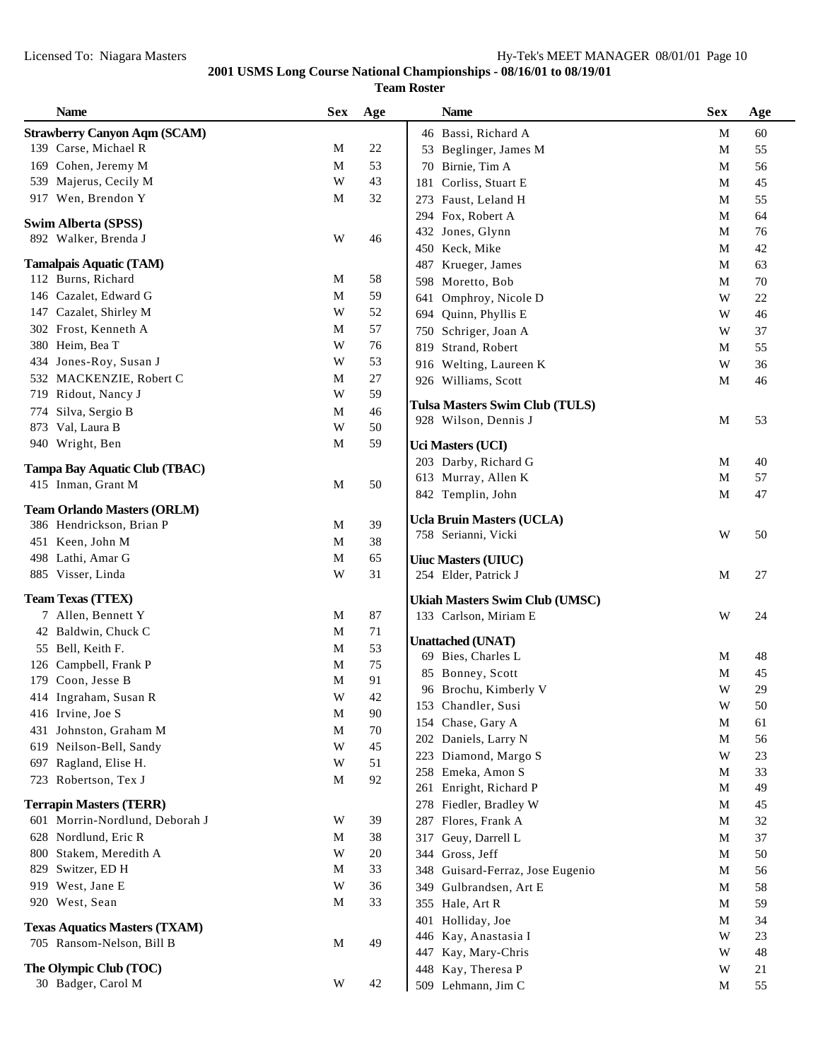**2001 USMS Long Course National Championships - 08/16/01 to 08/19/01**

**Team Roster**

| Name | Sex | Age |
|---|---|---|
| **Strawberry Canyon Aqm (SCAM)** | | |
| 139 Carse, Michael R | M | 22 |
| 169 Cohen, Jeremy M | M | 53 |
| 539 Majerus, Cecily M | W | 43 |
| 917 Wen, Brendon Y | M | 32 |
| **Swim Alberta (SPSS)** | | |
| 892 Walker, Brenda J | W | 46 |
| **Tamalpais Aquatic (TAM)** | | |
| 112 Burns, Richard | M | 58 |
| 146 Cazalet, Edward G | M | 59 |
| 147 Cazalet, Shirley M | W | 52 |
| 302 Frost, Kenneth A | M | 57 |
| 380 Heim, Bea T | W | 76 |
| 434 Jones-Roy, Susan J | W | 53 |
| 532 MACKENZIE, Robert C | M | 27 |
| 719 Ridout, Nancy J | W | 59 |
| 774 Silva, Sergio B | M | 46 |
| 873 Val, Laura B | W | 50 |
| 940 Wright, Ben | M | 59 |
| **Tampa Bay Aquatic Club (TBAC)** | | |
| 415 Inman, Grant M | M | 50 |
| **Team Orlando Masters (ORLM)** | | |
| 386 Hendrickson, Brian P | M | 39 |
| 451 Keen, John M | M | 38 |
| 498 Lathi, Amar G | M | 65 |
| 885 Visser, Linda | W | 31 |
| **Team Texas (TTEX)** | | |
| 7 Allen, Bennett Y | M | 87 |
| 42 Baldwin, Chuck C | M | 71 |
| 55 Bell, Keith F. | M | 53 |
| 126 Campbell, Frank P | M | 75 |
| 179 Coon, Jesse B | M | 91 |
| 414 Ingraham, Susan R | W | 42 |
| 416 Irvine, Joe S | M | 90 |
| 431 Johnston, Graham M | M | 70 |
| 619 Neilson-Bell, Sandy | W | 45 |
| 697 Ragland, Elise H. | W | 51 |
| 723 Robertson, Tex J | M | 92 |
| **Terrapin Masters (TERR)** | | |
| 601 Morrin-Nordlund, Deborah J | W | 39 |
| 628 Nordlund, Eric R | M | 38 |
| 800 Stakem, Meredith A | W | 20 |
| 829 Switzer, ED H | M | 33 |
| 919 West, Jane E | W | 36 |
| 920 West, Sean | M | 33 |
| **Texas Aquatics Masters (TXAM)** | | |
| 705 Ransom-Nelson, Bill B | M | 49 |
| **The Olympic Club (TOC)** | | |
| 30 Badger, Carol M | W | 42 |
| 46 Bassi, Richard A | M | 60 |
| 53 Beglinger, James M | M | 55 |
| 70 Birnie, Tim A | M | 56 |
| 181 Corliss, Stuart E | M | 45 |
| 273 Faust, Leland H | M | 55 |
| 294 Fox, Robert A | M | 64 |
| 432 Jones, Glynn | M | 76 |
| 450 Keck, Mike | M | 42 |
| 487 Krueger, James | M | 63 |
| 598 Moretto, Bob | M | 70 |
| 641 Omphroy, Nicole D | W | 22 |
| 694 Quinn, Phyllis E | W | 46 |
| 750 Schriger, Joan A | W | 37 |
| 819 Strand, Robert | M | 55 |
| 916 Welting, Laureen K | W | 36 |
| 926 Williams, Scott | M | 46 |
| **Tulsa Masters Swim Club (TULS)** | | |
| 928 Wilson, Dennis J | M | 53 |
| **Uci Masters (UCI)** | | |
| 203 Darby, Richard G | M | 40 |
| 613 Murray, Allen K | M | 57 |
| 842 Templin, John | M | 47 |
| **Ucla Bruin Masters (UCLA)** | | |
| 758 Serianni, Vicki | W | 50 |
| **Uiuc Masters (UIUC)** | | |
| 254 Elder, Patrick J | M | 27 |
| **Ukiah Masters Swim Club (UMSC)** | | |
| 133 Carlson, Miriam E | W | 24 |
| **Unattached (UNAT)** | | |
| 69 Bies, Charles L | M | 48 |
| 85 Bonney, Scott | M | 45 |
| 96 Brochu, Kimberly V | W | 29 |
| 153 Chandler, Susi | W | 50 |
| 154 Chase, Gary A | M | 61 |
| 202 Daniels, Larry N | M | 56 |
| 223 Diamond, Margo S | W | 23 |
| 258 Emeka, Amon S | M | 33 |
| 261 Enright, Richard P | M | 49 |
| 278 Fiedler, Bradley W | M | 45 |
| 287 Flores, Frank A | M | 32 |
| 317 Geuy, Darrell L | M | 37 |
| 344 Gross, Jeff | M | 50 |
| 348 Guisard-Ferraz, Jose Eugenio | M | 56 |
| 349 Gulbrandsen, Art E | M | 58 |
| 355 Hale, Art R | M | 59 |
| 401 Holliday, Joe | M | 34 |
| 446 Kay, Anastasia I | W | 23 |
| 447 Kay, Mary-Chris | W | 48 |
| 448 Kay, Theresa P | W | 21 |
| 509 Lehmann, Jim C | M | 55 |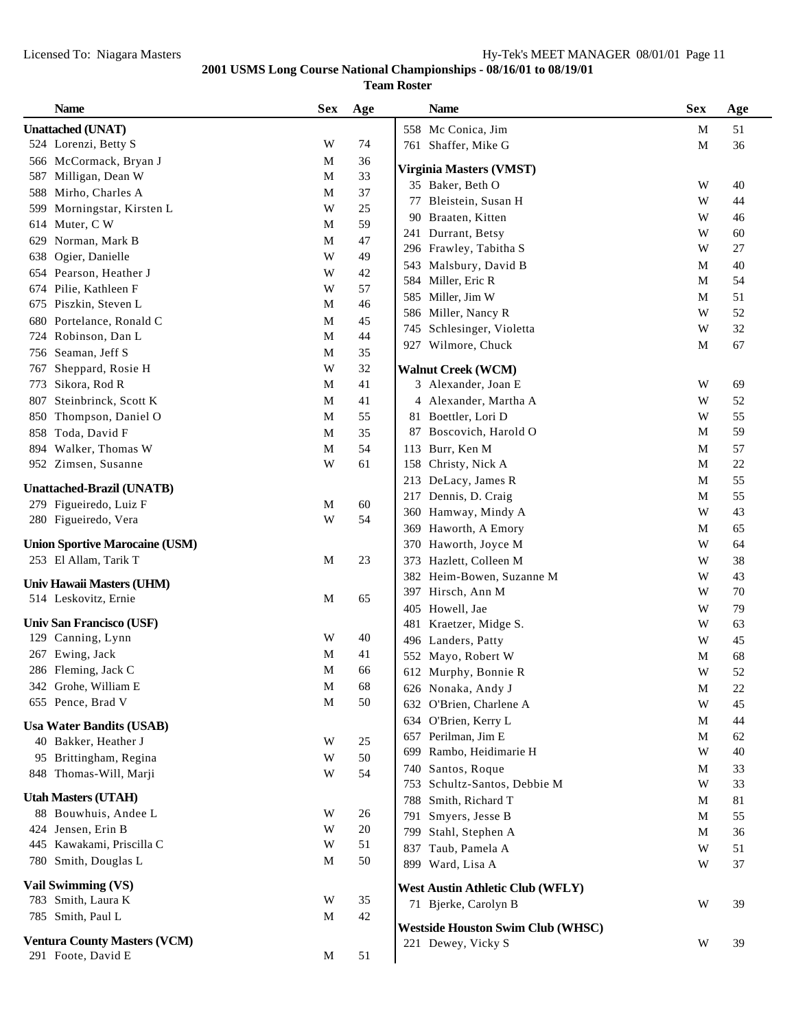**2001 USMS Long Course National Championships - 08/16/01 to 08/19/01**

**Team Roster**

| Name | Sex | Age |
|---|---|---|
| **Unattached (UNAT)** | | |
| 524 Lorenzi, Betty S | W | 74 |
| 566 McCormack, Bryan J | M | 36 |
| 587 Milligan, Dean W | M | 33 |
| 588 Mirho, Charles A | M | 37 |
| 599 Morningstar, Kirsten L | W | 25 |
| 614 Muter, C W | M | 59 |
| 629 Norman, Mark B | M | 47 |
| 638 Ogier, Danielle | W | 49 |
| 654 Pearson, Heather J | W | 42 |
| 674 Pilie, Kathleen F | W | 57 |
| 675 Piszkin, Steven L | M | 46 |
| 680 Portelance, Ronald C | M | 45 |
| 724 Robinson, Dan L | M | 44 |
| 756 Seaman, Jeff S | M | 35 |
| 767 Sheppard, Rosie H | W | 32 |
| 773 Sikora, Rod R | M | 41 |
| 807 Steinbrinck, Scott K | M | 41 |
| 850 Thompson, Daniel O | M | 55 |
| 858 Toda, David F | M | 35 |
| 894 Walker, Thomas W | M | 54 |
| 952 Zimsen, Susanne | W | 61 |
| **Unattached-Brazil (UNATB)** | | |
| 279 Figueiredo, Luiz F | M | 60 |
| 280 Figueiredo, Vera | W | 54 |
| **Union Sportive Marocaine (USM)** | | |
| 253 El Allam, Tarik T | M | 23 |
| **Univ Hawaii Masters (UHM)** | | |
| 514 Leskovitz, Ernie | M | 65 |
| **Univ San Francisco (USF)** | | |
| 129 Canning, Lynn | W | 40 |
| 267 Ewing, Jack | M | 41 |
| 286 Fleming, Jack C | M | 66 |
| 342 Grohe, William E | M | 68 |
| 655 Pence, Brad V | M | 50 |
| **Usa Water Bandits (USAB)** | | |
| 40 Bakker, Heather J | W | 25 |
| 95 Brittingham, Regina | W | 50 |
| 848 Thomas-Will, Marji | W | 54 |
| **Utah Masters (UTAH)** | | |
| 88 Bouwhuis, Andee L | W | 26 |
| 424 Jensen, Erin B | W | 20 |
| 445 Kawakami, Priscilla C | W | 51 |
| 780 Smith, Douglas L | M | 50 |
| **Vail Swimming (VS)** | | |
| 783 Smith, Laura K | W | 35 |
| 785 Smith, Paul L | M | 42 |
| **Ventura County Masters (VCM)** | | |
| 291 Foote, David E | M | 51 |
| 558 Mc Conica, Jim | M | 51 |
| 761 Shaffer, Mike G | M | 36 |
| **Virginia Masters (VMST)** | | |
| 35 Baker, Beth O | W | 40 |
| 77 Bleistein, Susan H | W | 44 |
| 90 Braaten, Kitten | W | 46 |
| 241 Durrant, Betsy | W | 60 |
| 296 Frawley, Tabitha S | W | 27 |
| 543 Malsbury, David B | M | 40 |
| 584 Miller, Eric R | M | 54 |
| 585 Miller, Jim W | M | 51 |
| 586 Miller, Nancy R | W | 52 |
| 745 Schlesinger, Violetta | W | 32 |
| 927 Wilmore, Chuck | M | 67 |
| **Walnut Creek (WCM)** | | |
| 3 Alexander, Joan E | W | 69 |
| 4 Alexander, Martha A | W | 52 |
| 81 Boettler, Lori D | W | 55 |
| 87 Boscovich, Harold O | M | 59 |
| 113 Burr, Ken M | M | 57 |
| 158 Christy, Nick A | M | 22 |
| 213 DeLacy, James R | M | 55 |
| 217 Dennis, D. Craig | M | 55 |
| 360 Hamway, Mindy A | W | 43 |
| 369 Haworth, A Emory | M | 65 |
| 370 Haworth, Joyce M | W | 64 |
| 373 Hazlett, Colleen M | W | 38 |
| 382 Heim-Bowen, Suzanne M | W | 43 |
| 397 Hirsch, Ann M | W | 70 |
| 405 Howell, Jae | W | 79 |
| 481 Kraetzer, Midge S. | W | 63 |
| 496 Landers, Patty | W | 45 |
| 552 Mayo, Robert W | M | 68 |
| 612 Murphy, Bonnie R | W | 52 |
| 626 Nonaka, Andy J | M | 22 |
| 632 O'Brien, Charlene A | W | 45 |
| 634 O'Brien, Kerry L | M | 44 |
| 657 Perilman, Jim E | M | 62 |
| 699 Rambo, Heidimarie H | W | 40 |
| 740 Santos, Roque | M | 33 |
| 753 Schultz-Santos, Debbie M | W | 33 |
| 788 Smith, Richard T | M | 81 |
| 791 Smyers, Jesse B | M | 55 |
| 799 Stahl, Stephen A | M | 36 |
| 837 Taub, Pamela A | W | 51 |
| 899 Ward, Lisa A | W | 37 |
| **West Austin Athletic Club (WFLY)** | | |
| 71 Bjerke, Carolyn B | W | 39 |
| **Westside Houston Swim Club (WHSC)** | | |
| 221 Dewey, Vicky S | W | 39 |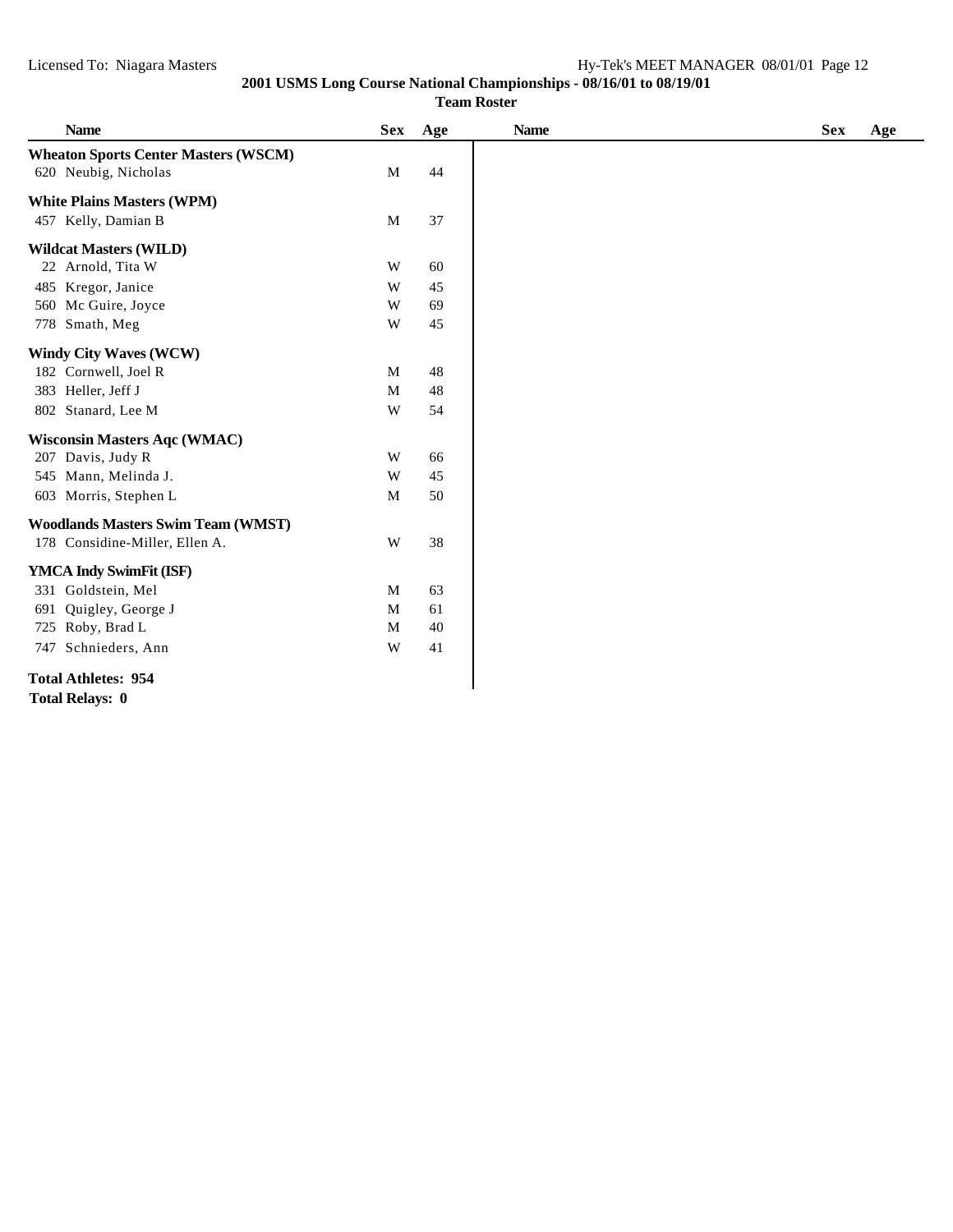**2001 USMS Long Course National Championships - 08/16/01 to 08/19/01**

**Team Roster**

| Name | Sex | Age |
|---|---|---|
| **Wheaton Sports Center Masters (WSCM)** | | |
| 620 Neubig, Nicholas | M | 44 |
| **White Plains Masters (WPM)** | | |
| 457 Kelly, Damian B | M | 37 |
| **Wildcat Masters (WILD)** | | |
| 22 Arnold, Tita W | W | 60 |
| 485 Kregor, Janice | W | 45 |
| 560 Mc Guire, Joyce | W | 69 |
| 778 Smath, Meg | W | 45 |
| **Windy City Waves (WCW)** | | |
| 182 Cornwell, Joel R | M | 48 |
| 383 Heller, Jeff J | M | 48 |
| 802 Stanard, Lee M | W | 54 |
| **Wisconsin Masters Aqc (WMAC)** | | |
| 207 Davis, Judy R | W | 66 |
| 545 Mann, Melinda J. | W | 45 |
| 603 Morris, Stephen L | M | 50 |
| **Woodlands Masters Swim Team (WMST)** | | |
| 178 Considine-Miller, Ellen A. | W | 38 |
| **YMCA Indy SwimFit (ISF)** | | |
| 331 Goldstein, Mel | M | 63 |
| 691 Quigley, George J | M | 61 |
| 725 Roby, Brad L | M | 40 |
| 747 Schnieders, Ann | W | 41 |

**Total Athletes: 954**

**Total Relays: 0**